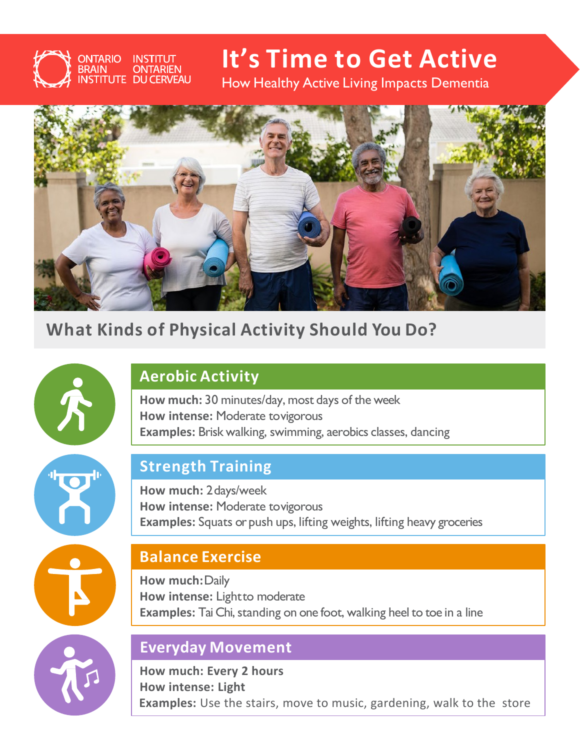ONTARIO BRAIN INSTITUTE | INSTITUT ONTARIEN DU CERVEAU

# It's Time to Get Active

How Healthy Active Living Impacts Dementia

## What Kinds of Physical Activity Should You Do?

### Aerobic Activity

**How much:** 30 minutes/day, most days of the week
**How intense:** Moderate to vigorous
**Examples:** Brisk walking, swimming, aerobics classes, dancing

### Strength Training

**How much:** 2 days/week
**How intense:** Moderate to vigorous
**Examples:** Squats or push ups, lifting weights, lifting heavy groceries

### Balance Exercise

**How much:** Daily
**How intense:** Light to moderate
**Examples:** Tai Chi, standing on one foot, walking heel to toe in a line

### Everyday Movement

**How much: Every 2 hours**
**How intense: Light**
**Examples:** Use the stairs, move to music, gardening, walk to the store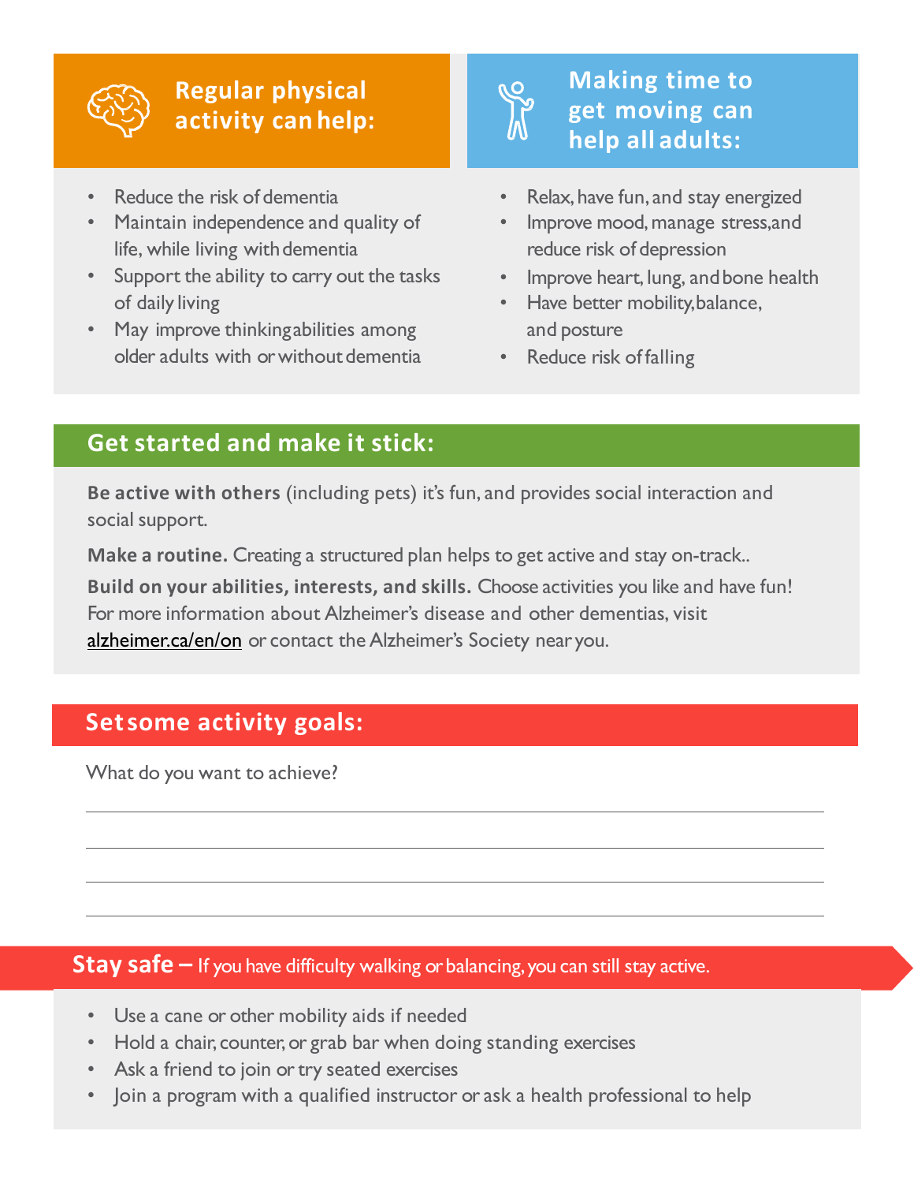## Regular physical activity can help:

- Reduce the risk of dementia
- Maintain independence and quality of life, while living with dementia
- Support the ability to carry out the tasks of daily living
- May improve thinking abilities among older adults with or without dementia

## Making time to get moving can help all adults:

- Relax, have fun, and stay energized
- Improve mood, manage stress, and reduce risk of depression
- Improve heart, lung, and bone health
- Have better mobility, balance, and posture
- Reduce risk of falling

## Get started and make it stick:

**Be active with others** (including pets) it's fun, and provides social interaction and social support.

**Make a routine.** Creating a structured plan helps to get active and stay on-track..

**Build on your abilities, interests, and skills.** Choose activities you like and have fun!

For more information about Alzheimer's disease and other dementias, visit alzheimer.ca/en/on or contact the Alzheimer's Society near you.

## Set some activity goals:

What do you want to achieve?

______________________________________________

______________________________________________

______________________________________________

______________________________________________

## Stay safe – If you have difficulty walking or balancing, you can still stay active.

- Use a cane or other mobility aids if needed
- Hold a chair, counter, or grab bar when doing standing exercises
- Ask a friend to join or try seated exercises
- Join a program with a qualified instructor or ask a health professional to help